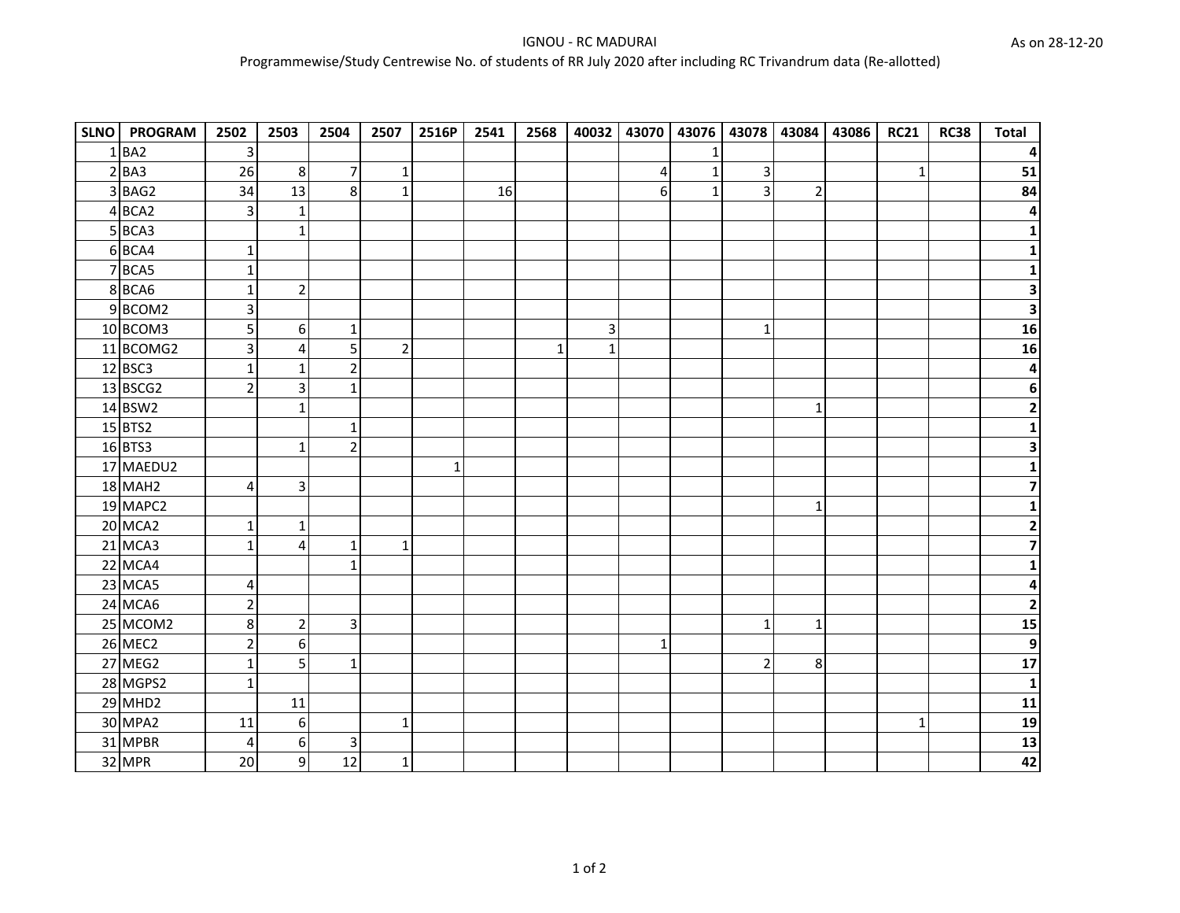# IGNOU - RC MADURAI

As on 28-12-20

Programmewise/Study Centrewise No. of students of RR July 2020 after including RC Trivandrum data (Re-allotted)

| SLNO | PROGRAM | 2502 | 2503 | 2504 | 2507 | 2516P | 2541 | 2568 | 40032 | 43070 | 43076 | 43078 | 43084 | 43086 | RC21 | RC38 | Total |
|---|---|---|---|---|---|---|---|---|---|---|---|---|---|---|---|---|---|
| 1 | BA2 | 3 | | | | | | | | | 1 | | | | | | **4** |
| 2 | BA3 | 26 | 8 | 7 | 1 | | | | | 4 | 1 | 3 | | | 1 | | **51** |
| 3 | BAG2 | 34 | 13 | 8 | 1 | | 16 | | | 6 | 1 | 3 | 2 | | | | **84** |
| 4 | BCA2 | 3 | 1 | | | | | | | | | | | | | | **4** |
| 5 | BCA3 | | 1 | | | | | | | | | | | | | | **1** |
| 6 | BCA4 | 1 | | | | | | | | | | | | | | | **1** |
| 7 | BCA5 | 1 | | | | | | | | | | | | | | | **1** |
| 8 | BCA6 | 1 | 2 | | | | | | | | | | | | | | **3** |
| 9 | BCOM2 | 3 | | | | | | | | | | | | | | | **3** |
| 10 | BCOM3 | 5 | 6 | 1 | | | | | 3 | | | 1 | | | | | **16** |
| 11 | BCOMG2 | 3 | 4 | 5 | 2 | | | 1 | 1 | | | | | | | | **16** |
| 12 | BSC3 | 1 | 1 | 2 | | | | | | | | | | | | | **4** |
| 13 | BSCG2 | 2 | 3 | 1 | | | | | | | | | | | | | **6** |
| 14 | BSW2 | | 1 | | | | | | | | | | 1 | | | | **2** |
| 15 | BTS2 | | | 1 | | | | | | | | | | | | | **1** |
| 16 | BTS3 | | 1 | 2 | | | | | | | | | | | | | **3** |
| 17 | MAEDU2 | | | | | 1 | | | | | | | | | | | **1** |
| 18 | MAH2 | 4 | 3 | | | | | | | | | | | | | | **7** |
| 19 | MAPC2 | | | | | | | | | | | | 1 | | | | **1** |
| 20 | MCA2 | 1 | 1 | | | | | | | | | | | | | | **2** |
| 21 | MCA3 | 1 | 4 | 1 | 1 | | | | | | | | | | | | **7** |
| 22 | MCA4 | | | 1 | | | | | | | | | | | | | **1** |
| 23 | MCA5 | 4 | | | | | | | | | | | | | | | **4** |
| 24 | MCA6 | 2 | | | | | | | | | | | | | | | **2** |
| 25 | MCOM2 | 8 | 2 | 3 | | | | | | | | 1 | 1 | | | | **15** |
| 26 | MEC2 | 2 | 6 | | | | | | | 1 | | | | | | | **9** |
| 27 | MEG2 | 1 | 5 | 1 | | | | | | | | 2 | 8 | | | | **17** |
| 28 | MGPS2 | 1 | | | | | | | | | | | | | | | **1** |
| 29 | MHD2 | | 11 | | | | | | | | | | | | | | **11** |
| 30 | MPA2 | 11 | 6 | | 1 | | | | | | | | | | 1 | | **19** |
| 31 | MPBR | 4 | 6 | 3 | | | | | | | | | | | | | **13** |
| 32 | MPR | 20 | 9 | 12 | 1 | | | | | | | | | | | | **42** |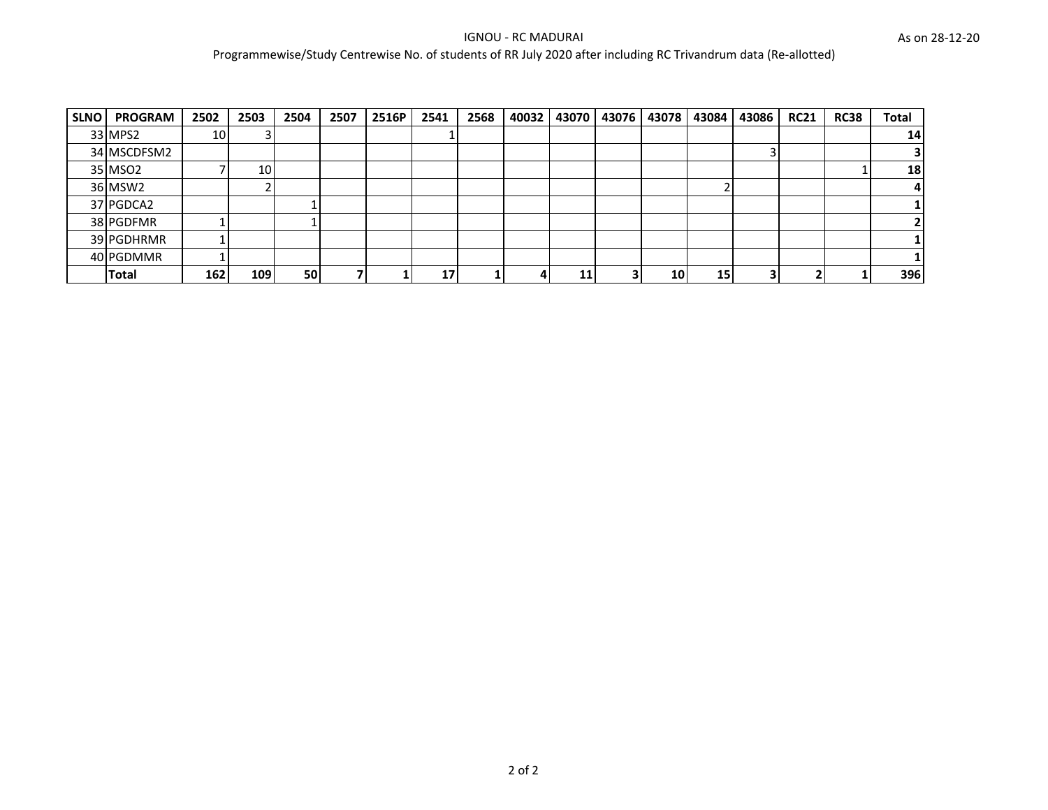IGNOU - RC MADURAI

As on 28-12-20

Programmewise/Study Centrewise No. of students of RR July 2020 after including RC Trivandrum data (Re-allotted)

| SLNO | PROGRAM | 2502 | 2503 | 2504 | 2507 | 2516P | 2541 | 2568 | 40032 | 43070 | 43076 | 43078 | 43084 | 43086 | RC21 | RC38 | Total |
|---|---|---|---|---|---|---|---|---|---|---|---|---|---|---|---|---|---|
| 33 | MPS2 | 10 | 3 | | | | 1 | | | | | | | | | | **14** |
| 34 | MSCDFSM2 | | | | | | | | | | | | | 3 | | | **3** |
| 35 | MSO2 | 7 | 10 | | | | | | | | | | | | | 1 | **18** |
| 36 | MSW2 | | 2 | | | | | | | | | | 2 | | | | **4** |
| 37 | PGDCA2 | | | 1 | | | | | | | | | | | | | **1** |
| 38 | PGDFMR | 1 | | 1 | | | | | | | | | | | | | **2** |
| 39 | PGDHRMR | 1 | | | | | | | | | | | | | | | **1** |
| 40 | PGDMMR | 1 | | | | | | | | | | | | | | | **1** |
| | **Total** | **162** | **109** | **50** | **7** | **1** | **17** | **1** | **4** | **11** | **3** | **10** | **15** | **3** | **2** | **1** | **396** |